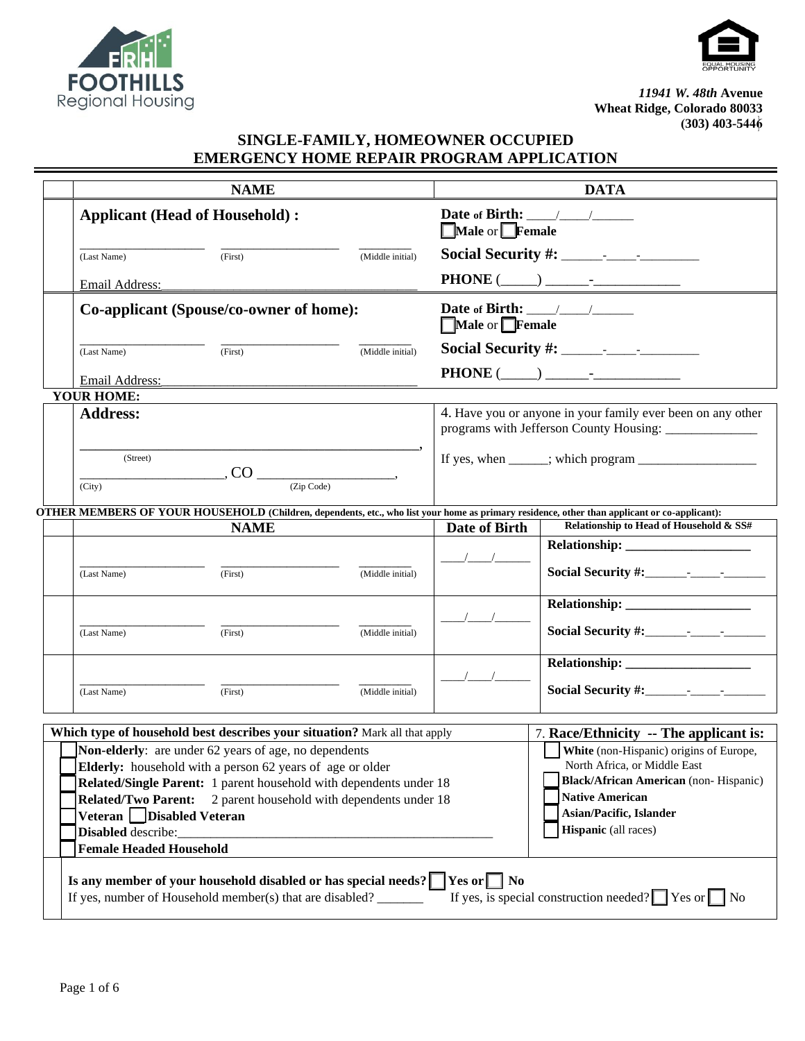FOOTHILLS Regional Housing

*11941 W. 48th* **Avenue**
**Wheat Ridge, Colorado 80033**
**(303) 403-5446**

## SINGLE-FAMILY, HOMEOWNER OCCUPIED
## EMERGENCY HOME REPAIR PROGRAM APPLICATION

| NAME | DATA |
|---|---|
| **Applicant (Head of Household) :**<br>________________ ________________ ________<br>(Last Name) (First) (Middle initial)<br>Email Address:_________________________________ | **Date of Birth:** ____/____/______<br>☐**Male** or ☐**Female**<br>**Social Security #:** ______-_____-_________<br>**PHONE** (_____) ______-____________ |
| **Co-applicant (Spouse/co-owner of home):**<br>________________ ________________ ________<br>(Last Name) (First) (Middle initial)<br>Email Address:_________________________________ | **Date of Birth:** ____/____/______<br>☐**Male** or ☐**Female**<br>**Social Security #:** ______-_____-_________<br>**PHONE** (_____) ______-____________ |

**YOUR HOME:**

| | |
|---|---|
| **Address:**<br>_______________________________________________,<br>(Street)<br>____________________, CO ___________________,<br>(City) (Zip Code) | 4. Have you or anyone in your family ever been on any other programs with Jefferson County Housing: _____________<br>If yes, when ______; which program __________________ |

**OTHER MEMBERS OF YOUR HOUSEHOLD (Children, dependents, etc., who list your home as primary residence, other than applicant or co-applicant):**

| NAME | Date of Birth | Relationship to Head of Household & SS# |
|---|---|---|
| ________________ ________________ ________<br>(Last Name) (First) (Middle initial) | ____/____/______ | **Relationship:** ___________________<br>**Social Security #:**______-_____-_______ |
| ________________ ________________ ________<br>(Last Name) (First) (Middle initial) | ____/____/______ | **Relationship:** ___________________<br>**Social Security #:**______-_____-_______ |
| ________________ ________________ ________<br>(Last Name) (First) (Middle initial) | ____/____/______ | **Relationship:** ___________________<br>**Social Security #:**______-_____-_______ |

| **Which type of household best describes your situation?** Mark all that apply | 7. **Race/Ethnicity -- The applicant is:** |
|---|---|
| ☐ **Non-elderly**: are under 62 years of age, no dependents<br>☐ **Elderly:** household with a person 62 years of age or older<br>☐ **Related/Single Parent:** 1 parent household with dependents under 18<br>☐ **Related/Two Parent:** 2 parent household with dependents under 18<br>☐ **Veteran** ☐ **Disabled Veteran**<br>☐ **Disabled** describe:_______________________________________________<br>☐ **Female Headed Household** | ☐ **White** (non-Hispanic) origins of Europe, North Africa, or Middle East<br>☐ **Black/African American** (non- Hispanic)<br>☐ **Native American**<br>☐ **Asian/Pacific, Islander**<br>☐ **Hispanic** (all races) |

**Is any member of your household disabled or has special needs?** ☐ **Yes or** ☐ **No**
If yes, number of Household member(s) that are disabled? _______ If yes, is special construction needed? ☐ Yes or ☐ No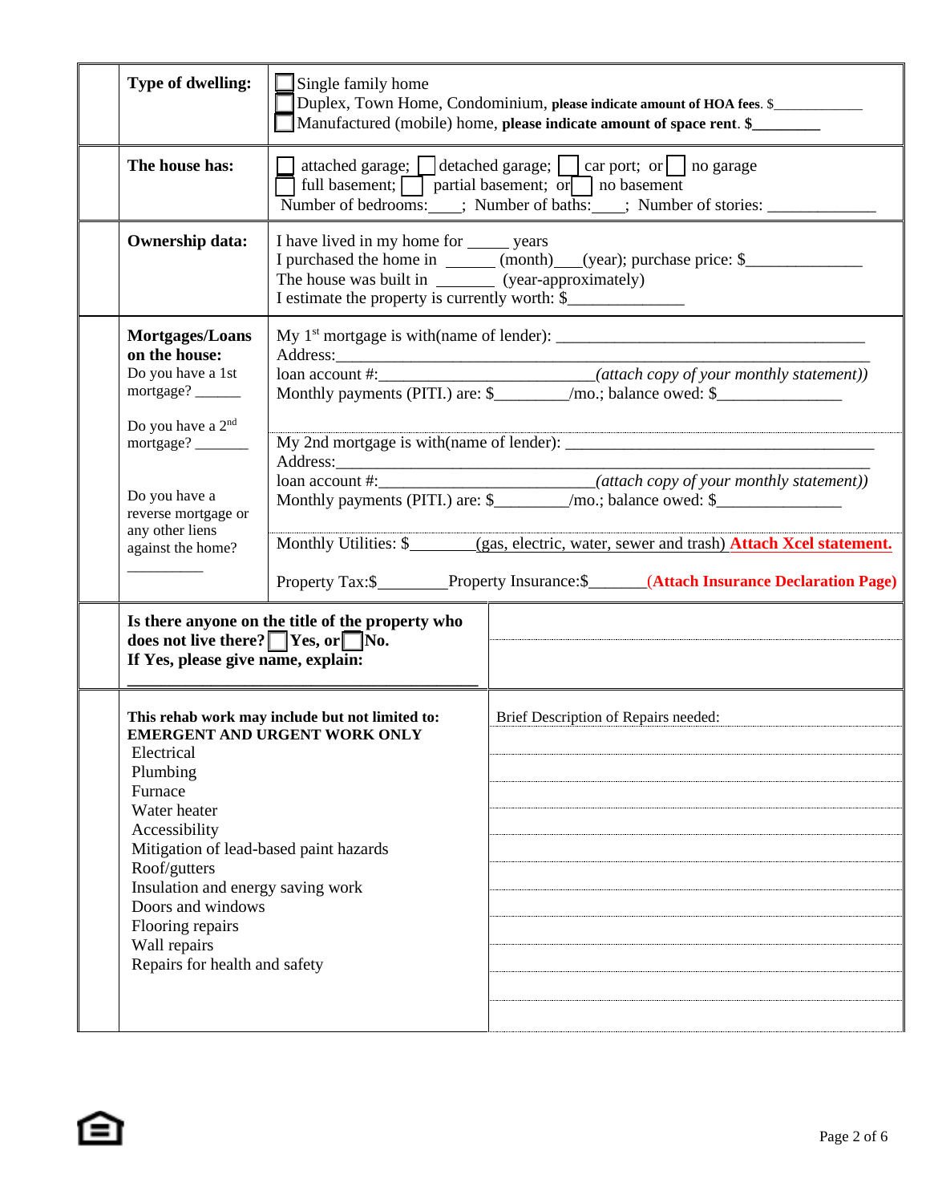| | | |
|---|---|---|
| | **Type of dwelling:** | ☐ Single family home<br>☐ Duplex, Town Home, Condominium, **please indicate amount of HOA fees**. $____________<br>☐ Manufactured (mobile) home, **please indicate amount of space rent**. **$_________** |
| | **The house has:** | ☐ attached garage; ☐ detached garage; ☐ car port; or ☐ no garage<br>☐ full basement; ☐ partial basement; or ☐ no basement<br>Number of bedrooms:____; Number of baths:____; Number of stories: _____________ |
| | **Ownership data:** | I have lived in my home for _____ years<br>I purchased the home in ______ (month)___(year); purchase price: $______________<br>The house was built in _______ (year-approximately)<br>I estimate the property is currently worth: $______________ |
| | **Mortgages/Loans on the house:**<br>Do you have a 1st mortgage? ______<br><br>Do you have a 2nd mortgage? _______<br><br>Do you have a reverse mortgage or any other liens against the home? __________ | My 1st mortgage is with(name of lender): ______________________________________<br>Address:___________________________________________________________<br>loan account #:_________________________*(attach copy of your monthly statement))*<br>Monthly payments (PITI.) are: $_________/mo.; balance owed: $_______________<br><br>My 2nd mortgage is with(name of lender): ______________________________________<br>Address:___________________________________________________________<br>loan account #:_________________________*(attach copy of your monthly statement))*<br>Monthly payments (PITI.) are: $_________/mo.; balance owed: $_______________<br><br>Monthly Utilities: $________(gas, electric, water, sewer and trash) **Attach Xcel statement.**<br><br>Property Tax:$_________Property Insurance:$_______**(Attach Insurance Declaration Page)** |

| | | |
|---|---|---|
| | **Is there anyone on the title of the property who does not live there?** ☐ **Yes, or** ☐ **No.**<br>**If Yes, please give name, explain:**<br>________________________________________ | |
| | **This rehab work may include but not limited to:**<br>**EMERGENT AND URGENT WORK ONLY**<br>Electrical<br>Plumbing<br>Furnace<br>Water heater<br>Accessibility<br>Mitigation of lead-based paint hazards<br>Roof/gutters<br>Insulation and energy saving work<br>Doors and windows<br>Flooring repairs<br>Wall repairs<br>Repairs for health and safety | Brief Description of Repairs needed: |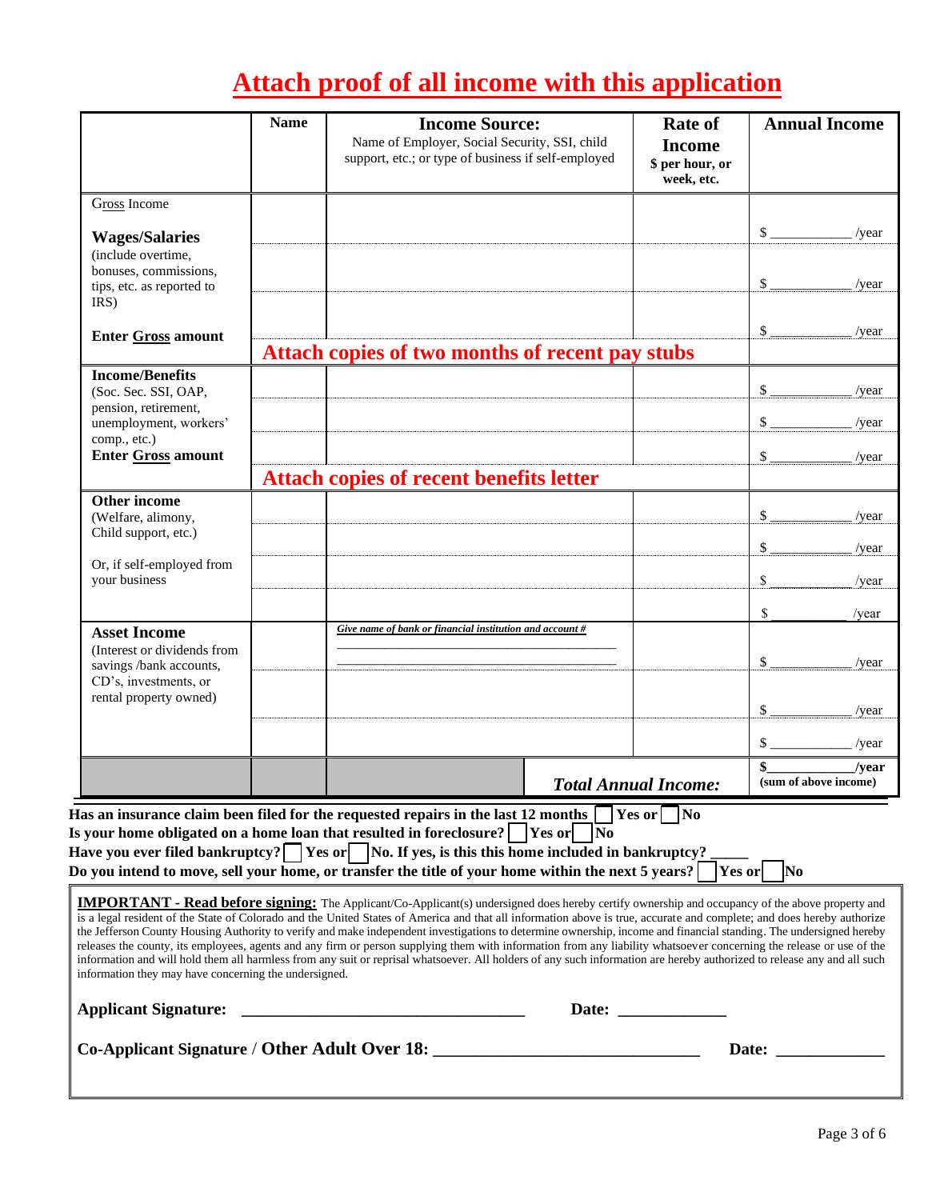# Attach proof of all income with this application

| | Name | Income Source: Name of Employer, Social Security, SSI, child support, etc.; or type of business if self-employed | Rate of Income $ per hour, or week, etc. | Annual Income |
|---|---|---|---|---|
| Gross Income **Wages/Salaries** (include overtime, bonuses, commissions, tips, etc. as reported to IRS) **Enter Gross amount** | | | | $ ___________ /year |
| | | | | $ ___________ /year |
| | | | | $ ___________ /year |
| | **Attach copies of two months of recent pay stubs** | | | |
| **Income/Benefits** (Soc. Sec. SSI, OAP, pension, retirement, unemployment, workers' comp., etc.) **Enter Gross amount** | | | | $ ___________ /year |
| | | | | $ ___________ /year |
| | | | | $ ___________ /year |
| | **Attach copies of recent benefits letter** | | | |
| **Other income** (Welfare, alimony, Child support, etc.) Or, if self-employed from your business | | | | $ ___________ /year |
| | | | | $ ___________ /year |
| | | | | $ ___________ /year |
| | | | | $ ___________ /year |
| **Asset Income** (Interest or dividends from savings /bank accounts, CD's, investments, or rental property owned) | | *Give name of bank or financial institution and account #* ___________ ___________ | | $ ___________ /year |
| | | | | $ ___________ /year |
| | | | | $ ___________ /year |
| | | | ***Total Annual Income:*** | **$___________/year** (sum of above income) |

**Has an insurance claim been filed for the requested repairs in the last 12 months** ☐ **Yes or** ☐ **No**

**Is your home obligated on a home loan that resulted in foreclosure?** ☐ **Yes or** ☐ **No**

**Have you ever filed bankruptcy?** ☐ **Yes or** ☐ **No. If yes, is this this home included in bankruptcy? _____**

**Do you intend to move, sell your home, or transfer the title of your home within the next 5 years?** ☐ **Yes or** ☐ **No**

**IMPORTANT - Read before signing:** The Applicant/Co-Applicant(s) undersigned does hereby certify ownership and occupancy of the above property and is a legal resident of the State of Colorado and the United States of America and that all information above is true, accurate and complete; and does hereby authorize the Jefferson County Housing Authority to verify and make independent investigations to determine ownership, income and financial standing. The undersigned hereby releases the county, its employees, agents and any firm or person supplying them with information from any liability whatsoever concerning the release or use of the information and will hold them all harmless from any suit or reprisal whatsoever. All holders of any such information are hereby authorized to release any and all such information they may have concerning the undersigned.

**Applicant Signature:** ________________________________ **Date:** ____________

**Co-Applicant Signature / Other Adult Over 18:** ______________________________ **Date:** ____________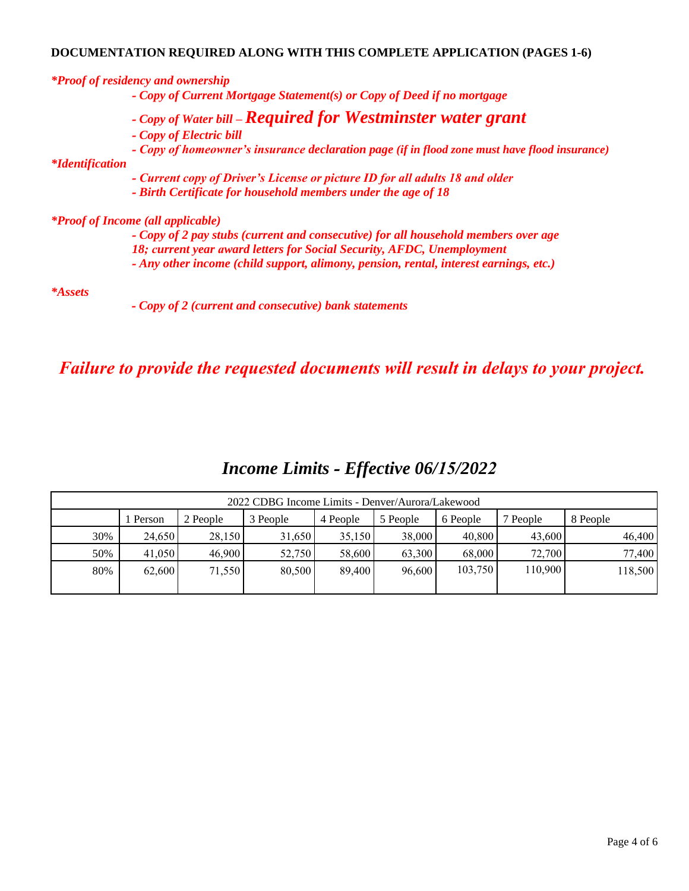**DOCUMENTATION REQUIRED ALONG WITH THIS COMPLETE APPLICATION (PAGES 1-6)**

***Proof of residency and ownership***

- ***Copy of Current Mortgage Statement(s) or Copy of Deed if no mortgage***
- ***Copy of Water bill – Required for Westminster water grant***
- ***Copy of Electric bill***
- ***Copy of homeowner's insurance declaration page (if in flood zone must have flood insurance)***

***Identification***

- ***Current copy of Driver's License or picture ID for all adults 18 and older***
- ***Birth Certificate for household members under the age of 18***

***Proof of Income (all applicable)***

- ***Copy of 2 pay stubs (current and consecutive) for all household members over age 18; current year award letters for Social Security, AFDC, Unemployment***
- ***Any other income (child support, alimony, pension, rental, interest earnings, etc.)***

***Assets***

- ***Copy of 2 (current and consecutive) bank statements***

## *Failure to provide the requested documents will result in delays to your project.*

## *Income Limits - Effective 06/15/2022*

| 2022 CDBG Income Limits - Denver/Aurora/Lakewood | | | | | | | | |
|---|---|---|---|---|---|---|---|---|
| | 1 Person | 2 People | 3 People | 4 People | 5 People | 6 People | 7 People | 8 People |
| 30% | 24,650 | 28,150 | 31,650 | 35,150 | 38,000 | 40,800 | 43,600 | 46,400 |
| 50% | 41,050 | 46,900 | 52,750 | 58,600 | 63,300 | 68,000 | 72,700 | 77,400 |
| 80% | 62,600 | 71,550 | 80,500 | 89,400 | 96,600 | 103,750 | 110,900 | 118,500 |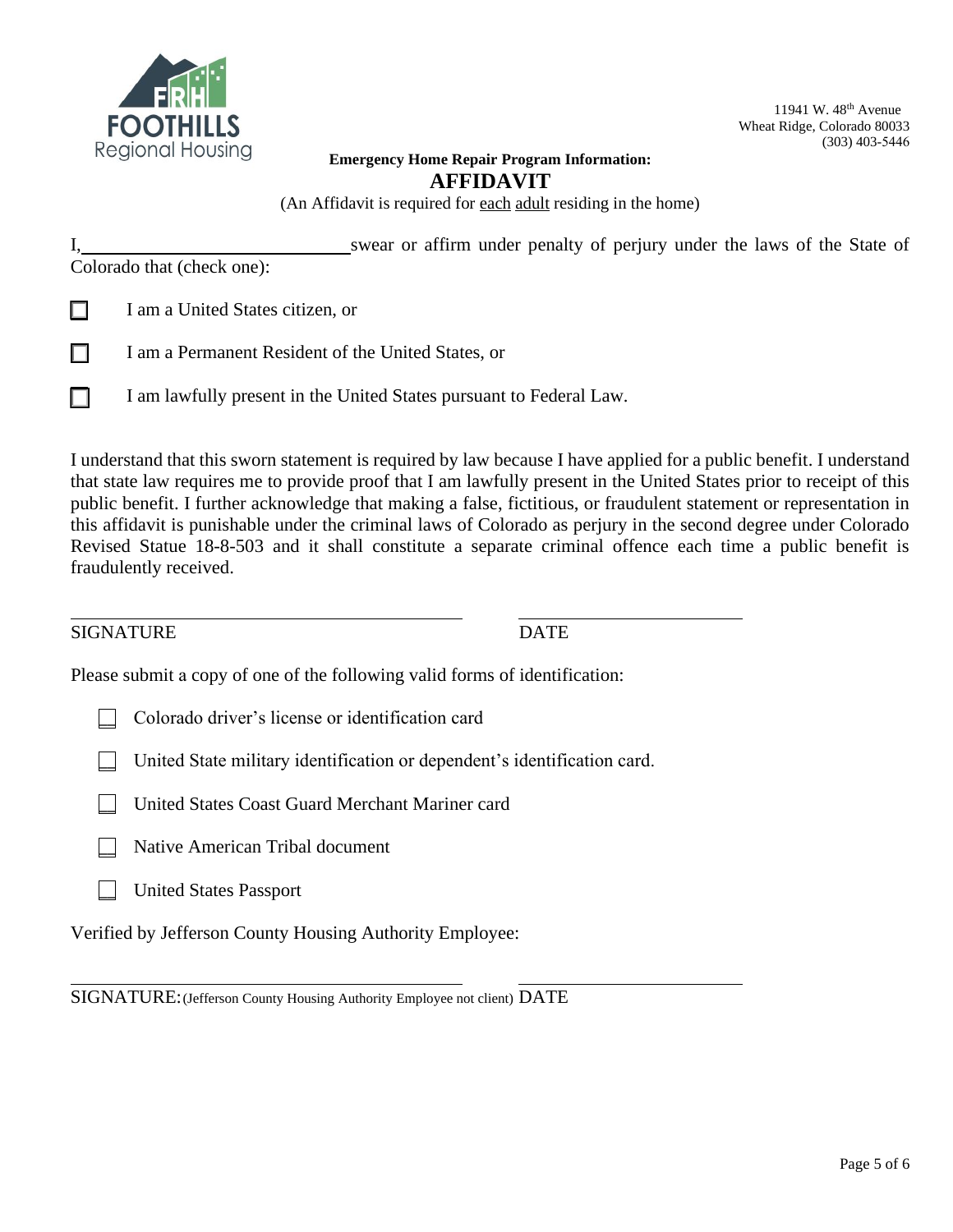FOOTHILLS Regional Housing

11941 W. 48th Avenue
Wheat Ridge, Colorado 80033
(303) 403-5446

**Emergency Home Repair Program Information:**

# AFFIDAVIT

(An Affidavit is required for each adult residing in the home)

I, ______________________________ swear or affirm under penalty of perjury under the laws of the State of Colorado that (check one):

☐ I am a United States citizen, or

☐ I am a Permanent Resident of the United States, or

☐ I am lawfully present in the United States pursuant to Federal Law.

I understand that this sworn statement is required by law because I have applied for a public benefit. I understand that state law requires me to provide proof that I am lawfully present in the United States prior to receipt of this public benefit. I further acknowledge that making a false, fictitious, or fraudulent statement or representation in this affidavit is punishable under the criminal laws of Colorado as perjury in the second degree under Colorado Revised Statue 18-8-503 and it shall constitute a separate criminal offence each time a public benefit is fraudulently received.

____________________________________ ______________________

SIGNATURE DATE

Please submit a copy of one of the following valid forms of identification:

☐ Colorado driver's license or identification card

☐ United State military identification or dependent's identification card.

☐ United States Coast Guard Merchant Mariner card

☐ Native American Tribal document

☐ United States Passport

Verified by Jefferson County Housing Authority Employee:

____________________________________ ______________________

SIGNATURE: (Jefferson County Housing Authority Employee not client) DATE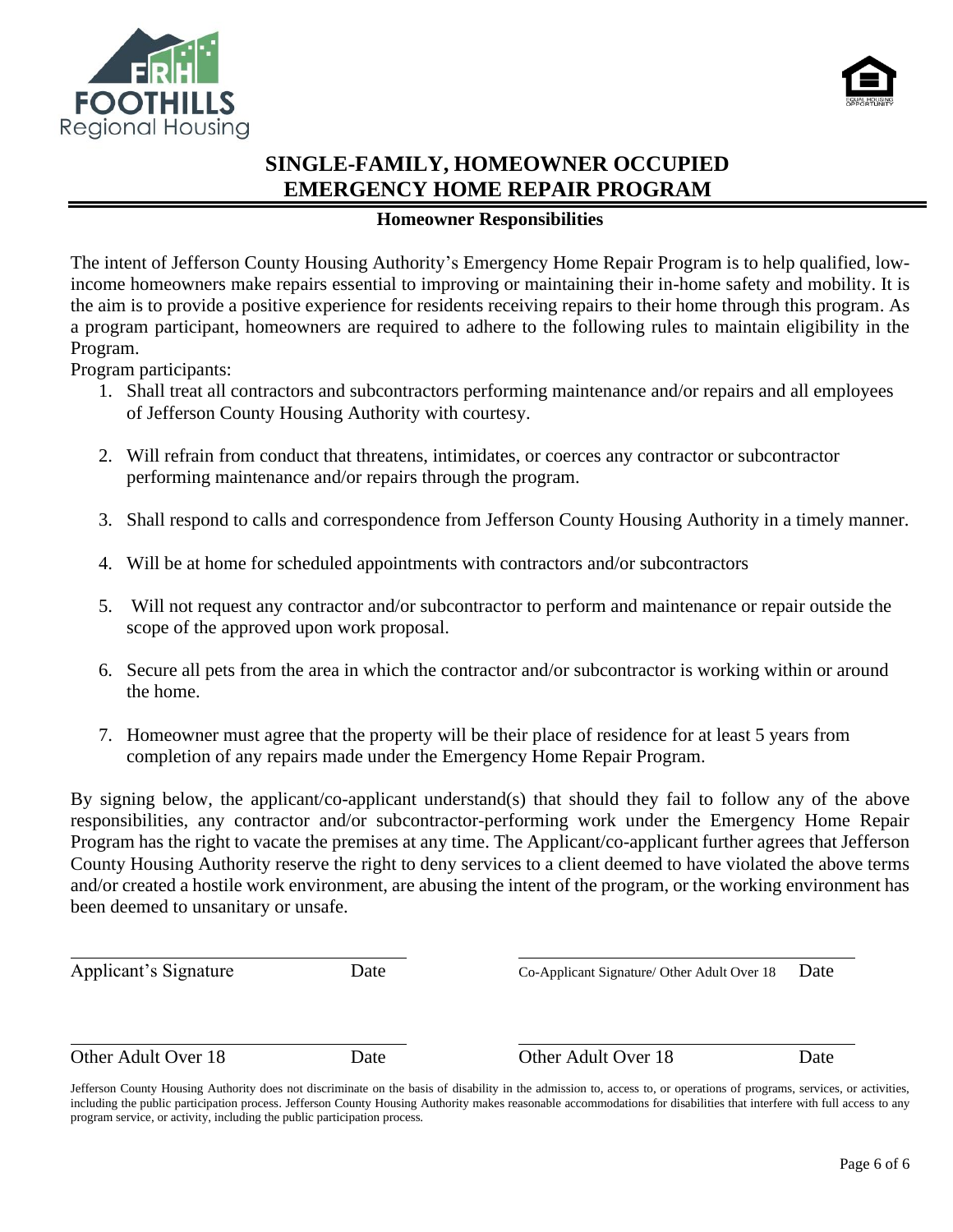FOOTHILLS Regional Housing

# SINGLE-FAMILY, HOMEOWNER OCCUPIED EMERGENCY HOME REPAIR PROGRAM

## Homeowner Responsibilities

The intent of Jefferson County Housing Authority's Emergency Home Repair Program is to help qualified, low-income homeowners make repairs essential to improving or maintaining their in-home safety and mobility. It is the aim is to provide a positive experience for residents receiving repairs to their home through this program. As a program participant, homeowners are required to adhere to the following rules to maintain eligibility in the Program.

Program participants:

1. Shall treat all contractors and subcontractors performing maintenance and/or repairs and all employees of Jefferson County Housing Authority with courtesy.
2. Will refrain from conduct that threatens, intimidates, or coerces any contractor or subcontractor performing maintenance and/or repairs through the program.
3. Shall respond to calls and correspondence from Jefferson County Housing Authority in a timely manner.
4. Will be at home for scheduled appointments with contractors and/or subcontractors
5. Will not request any contractor and/or subcontractor to perform and maintenance or repair outside the scope of the approved upon work proposal.
6. Secure all pets from the area in which the contractor and/or subcontractor is working within or around the home.
7. Homeowner must agree that the property will be their place of residence for at least 5 years from completion of any repairs made under the Emergency Home Repair Program.

By signing below, the applicant/co-applicant understand(s) that should they fail to follow any of the above responsibilities, any contractor and/or subcontractor-performing work under the Emergency Home Repair Program has the right to vacate the premises at any time. The Applicant/co-applicant further agrees that Jefferson County Housing Authority reserve the right to deny services to a client deemed to have violated the above terms and/or created a hostile work environment, are abusing the intent of the program, or the working environment has been deemed to unsanitary or unsafe.

| | | | |
|---|---|---|---|
| Applicant's Signature | Date | Co-Applicant Signature/ Other Adult Over 18 | Date |
| Other Adult Over 18 | Date | Other Adult Over 18 | Date |

Jefferson County Housing Authority does not discriminate on the basis of disability in the admission to, access to, or operations of programs, services, or activities, including the public participation process. Jefferson County Housing Authority makes reasonable accommodations for disabilities that interfere with full access to any program service, or activity, including the public participation process.